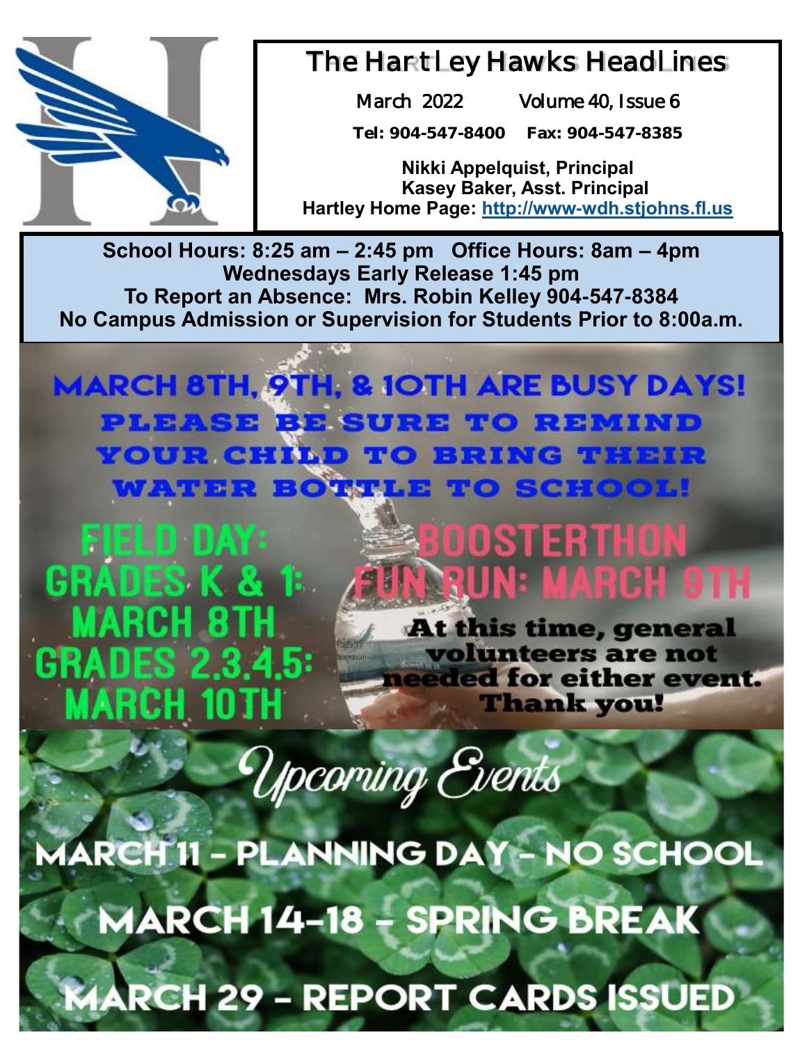# The Hartley Hawks Headlines

March 2022 Volume 40, Issue 6

**Tel: 904-547-8400 Fax: 904-547-8385**

**Nikki Appelquist, Principal**
**Kasey Baker, Asst. Principal**
**Hartley Home Page: http://www-wdh.stjohns.fl.us**

**School Hours: 8:25 am – 2:45 pm Office Hours: 8am – 4pm**
**Wednesdays Early Release 1:45 pm**
**To Report an Absence: Mrs. Robin Kelley 904-547-8384**
**No Campus Admission or Supervision for Students Prior to 8:00a.m.**

## MARCH 8TH, 9TH, & 10TH ARE BUSY DAYS!

**PLEASE BE SURE TO REMIND YOUR CHILD TO BRING THEIR WATER BOTTLE TO SCHOOL!**

**FIELD DAY:**
**GRADES K & 1: MARCH 8TH**
**GRADES 2,3,4,5: MARCH 10TH**

**BOOSTERTHON FUN RUN: MARCH 9TH**

**At this time, general volunteers are not needed for either event. Thank you!**

## *Upcoming Events*

**MARCH 11 – PLANNING DAY – NO SCHOOL**

**MARCH 14-18 – SPRING BREAK**

**MARCH 29 – REPORT CARDS ISSUED**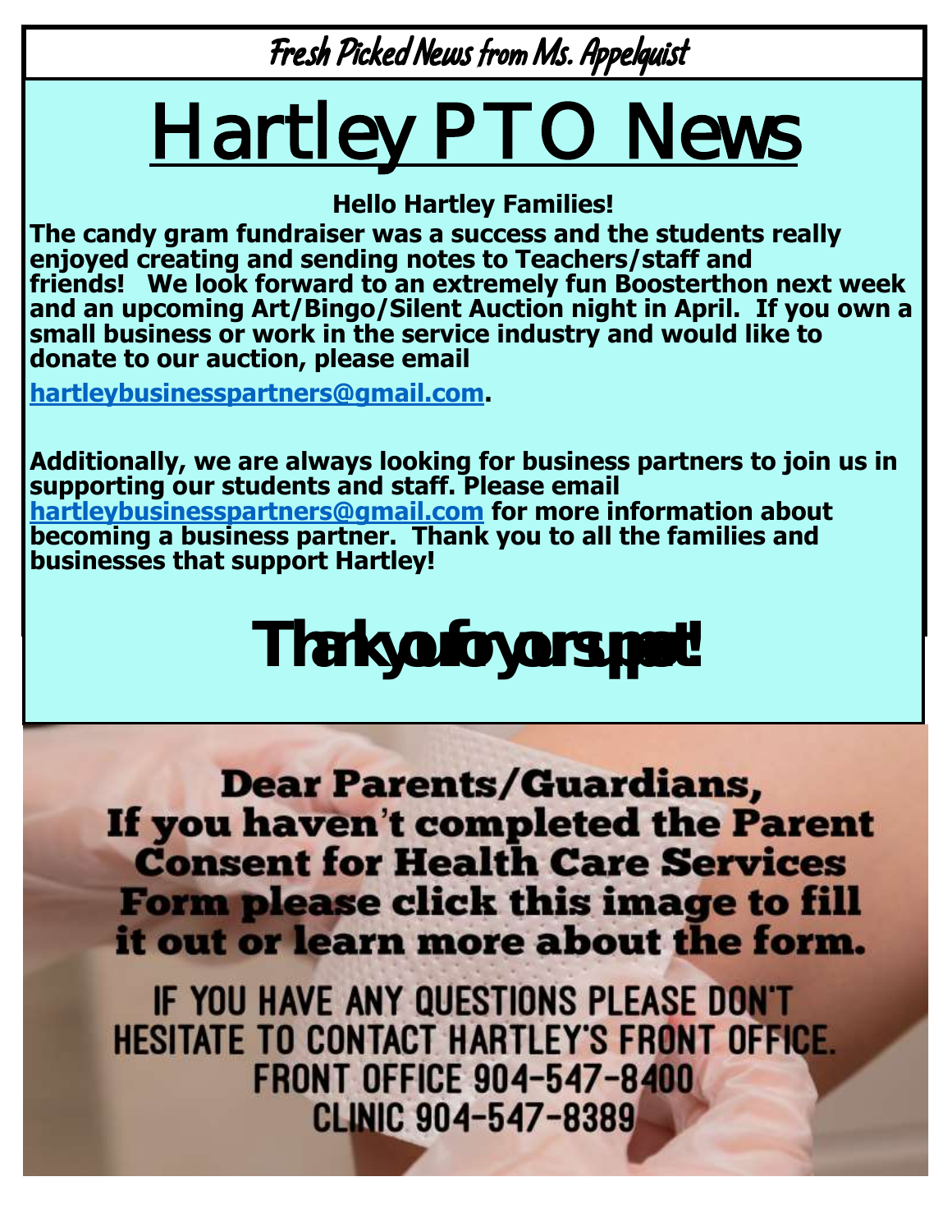Fresh Picked News from Ms. Appelquist

# Hartley PTO News

**Hello Hartley Families!**

**The candy gram fundraiser was a success and the students really enjoyed creating and sending notes to Teachers/staff and friends! We look forward to an extremely fun Boosterthon next week and an upcoming Art/Bingo/Silent Auction night in April. If you own a small business or work in the service industry and would like to donate to our auction, please email [hartleybusinesspartners@gmail.com](mailto:hartleybusinesspartners@gmail.com).**

**Additionally, we are always looking for business partners to join us in supporting our students and staff. Please email [hartleybusinesspartners@gmail.com](mailto:hartleybusinesspartners@gmail.com) for more information about becoming a business partner. Thank you to all the families and businesses that support Hartley!**

# Thank you for your support!

**Dear Parents/Guardians,**
**If you haven't completed the Parent Consent for Health Care Services Form please click this image to fill it out or learn more about the form.**

IF YOU HAVE ANY QUESTIONS PLEASE DON'T HESITATE TO CONTACT HARTLEY'S FRONT OFFICE.
FRONT OFFICE 904-547-8400
CLINIC 904-547-8389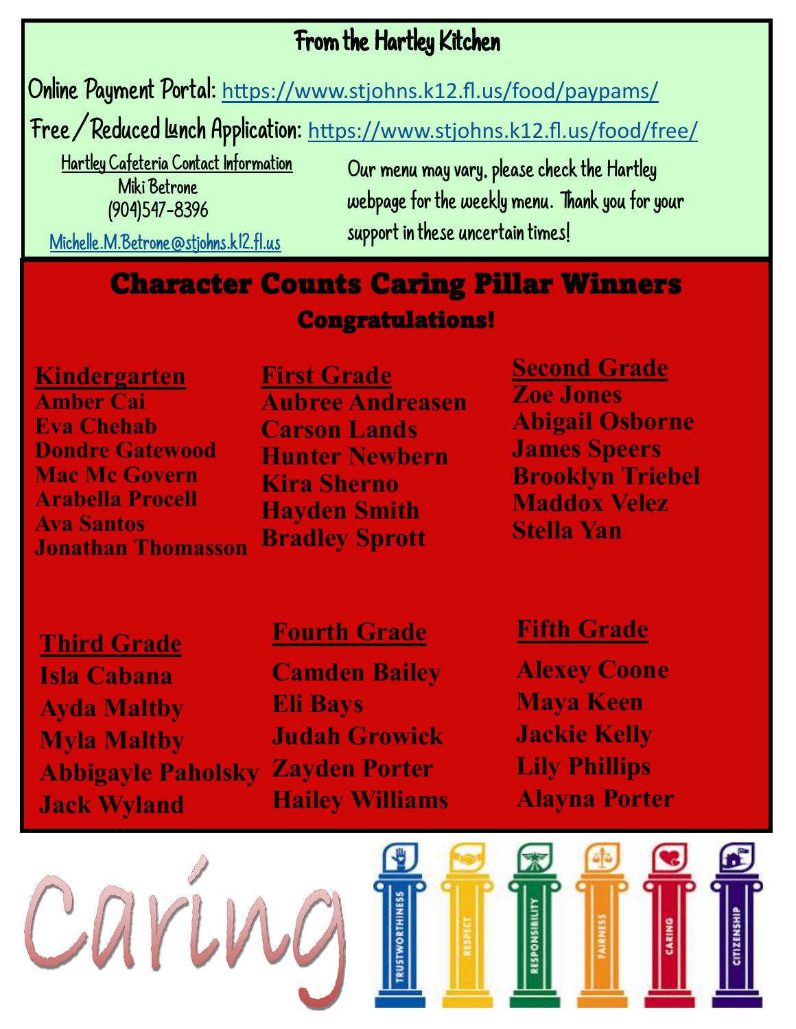## From the Hartley Kitchen

Online Payment Portal: https://www.stjohns.k12.fl.us/food/paypams/

Free / Reduced Lunch Application: https://www.stjohns.k12.fl.us/food/free/

Hartley Cafeteria Contact Information
Miki Betrone
(904)547-8396
Michelle.M.Betrone@stjohns.k12.fl.us

Our menu may vary, please check the Hartley webpage for the weekly menu. Thank you for your support in these uncertain times!

# Character Counts Caring Pillar Winners

## Congratulations!

**Kindergarten**
- Amber Cai
- Eva Chehab
- Dondre Gatewood
- Mac Mc Govern
- Arabella Procell
- Ava Santos
- Jonathan Thomasson

**First Grade**
- Aubree Andreasen
- Carson Lands
- Hunter Newbern
- Kira Sherno
- Hayden Smith
- Bradley Sprott

**Second Grade**
- Zoe Jones
- Abigail Osborne
- James Speers
- Brooklyn Triebel
- Maddox Velez
- Stella Yan

**Third Grade**
- Isla Cabana
- Ayda Maltby
- Myla Maltby
- Abbigayle Paholsky
- Jack Wyland

**Fourth Grade**
- Camden Bailey
- Eli Bays
- Judah Growick
- Zayden Porter
- Hailey Williams

**Fifth Grade**
- Alexey Coone
- Maya Keen
- Jackie Kelly
- Lily Phillips
- Alayna Porter

Caring

TRUSTWORTHINESS RESPECT RESPONSIBILITY FAIRNESS CARING CITIZENSHIP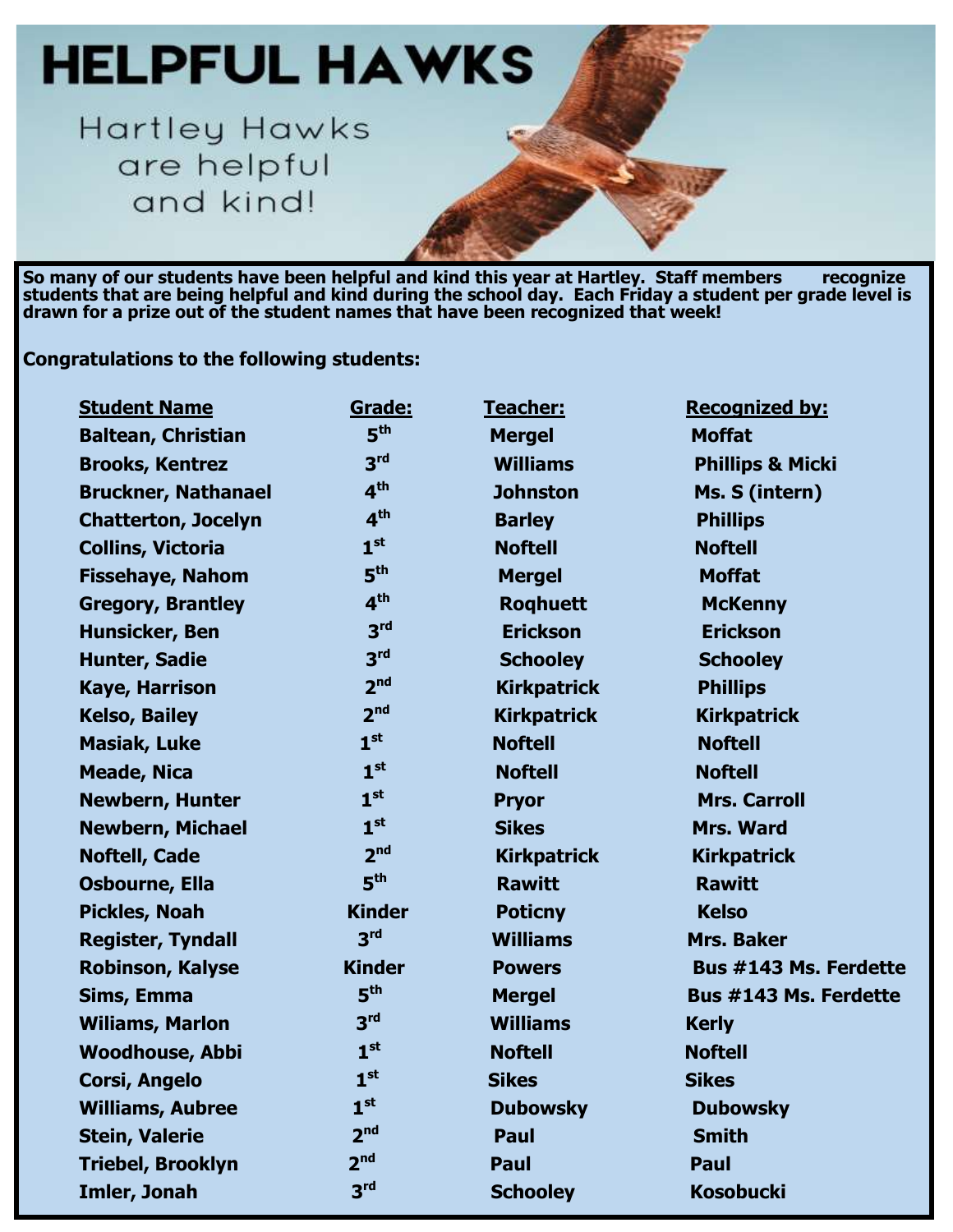# HELPFUL HAWKS

Hartley Hawks are helpful and kind!

**So many of our students have been helpful and kind this year at Hartley. Staff members recognize students that are being helpful and kind during the school day. Each Friday a student per grade level is drawn for a prize out of the student names that have been recognized that week!**

**Congratulations to the following students:**

| Student Name | Grade: | Teacher: | Recognized by: |
| --- | --- | --- | --- |
| Baltean, Christian | 5th | Mergel | Moffat |
| Brooks, Kentrez | 3rd | Williams | Phillips & Micki |
| Bruckner, Nathanael | 4th | Johnston | Ms. S (intern) |
| Chatterton, Jocelyn | 4th | Barley | Phillips |
| Collins, Victoria | 1st | Noftell | Noftell |
| Fissehaye, Nahom | 5th | Mergel | Moffat |
| Gregory, Brantley | 4th | Roqhuett | McKenny |
| Hunsicker, Ben | 3rd | Erickson | Erickson |
| Hunter, Sadie | 3rd | Schooley | Schooley |
| Kaye, Harrison | 2nd | Kirkpatrick | Phillips |
| Kelso, Bailey | 2nd | Kirkpatrick | Kirkpatrick |
| Masiak, Luke | 1st | Noftell | Noftell |
| Meade, Nica | 1st | Noftell | Noftell |
| Newbern, Hunter | 1st | Pryor | Mrs. Carroll |
| Newbern, Michael | 1st | Sikes | Mrs. Ward |
| Noftell, Cade | 2nd | Kirkpatrick | Kirkpatrick |
| Osbourne, Ella | 5th | Rawitt | Rawitt |
| Pickles, Noah | Kinder | Poticny | Kelso |
| Register, Tyndall | 3rd | Williams | Mrs. Baker |
| Robinson, Kalyse | Kinder | Powers | Bus #143 Ms. Ferdette |
| Sims, Emma | 5th | Mergel | Bus #143 Ms. Ferdette |
| Wiliams, Marlon | 3rd | Williams | Kerly |
| Woodhouse, Abbi | 1st | Noftell | Noftell |
| Corsi, Angelo | 1st | Sikes | Sikes |
| Williams, Aubree | 1st | Dubowsky | Dubowsky |
| Stein, Valerie | 2nd | Paul | Smith |
| Triebel, Brooklyn | 2nd | Paul | Paul |
| Imler, Jonah | 3rd | Schooley | Kosobucki |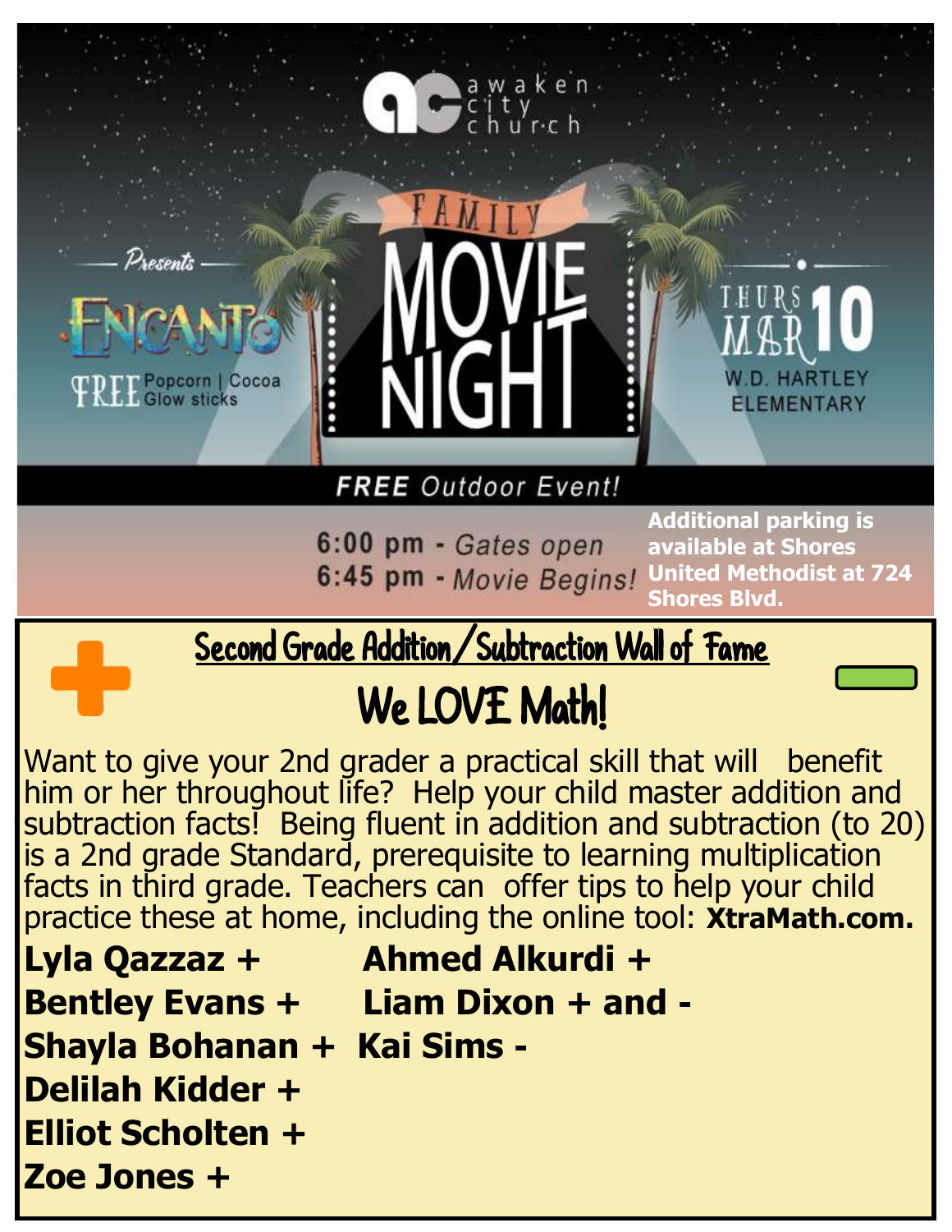awaken city church

Presents

ENCANTO

FREE Popcorn | Cocoa | Glow sticks

# FAMILY MOVIE NIGHT

THURS MAR 10

W.D. HARTLEY ELEMENTARY

***FREE** Outdoor Event!*

**6:00 pm** - *Gates open*

**6:45 pm** - *Movie Begins!*

**Additional parking is available at Shores United Methodist at 724 Shores Blvd.**

## Second Grade Addition/Subtraction Wall of Fame

# We LOVE Math!

Want to give your 2nd grader a practical skill that will benefit him or her throughout life? Help your child master addition and subtraction facts! Being fluent in addition and subtraction (to 20) is a 2nd grade Standard, prerequisite to learning multiplication facts in third grade. Teachers can offer tips to help your child practice these at home, including the online tool: **XtraMath.com.**

**Lyla Qazzaz +**

**Bentley Evans +**

**Shayla Bohanan +**

**Delilah Kidder +**

**Elliot Scholten +**

**Zoe Jones +**

**Ahmed Alkurdi +**

**Liam Dixon + and -**

**Kai Sims -**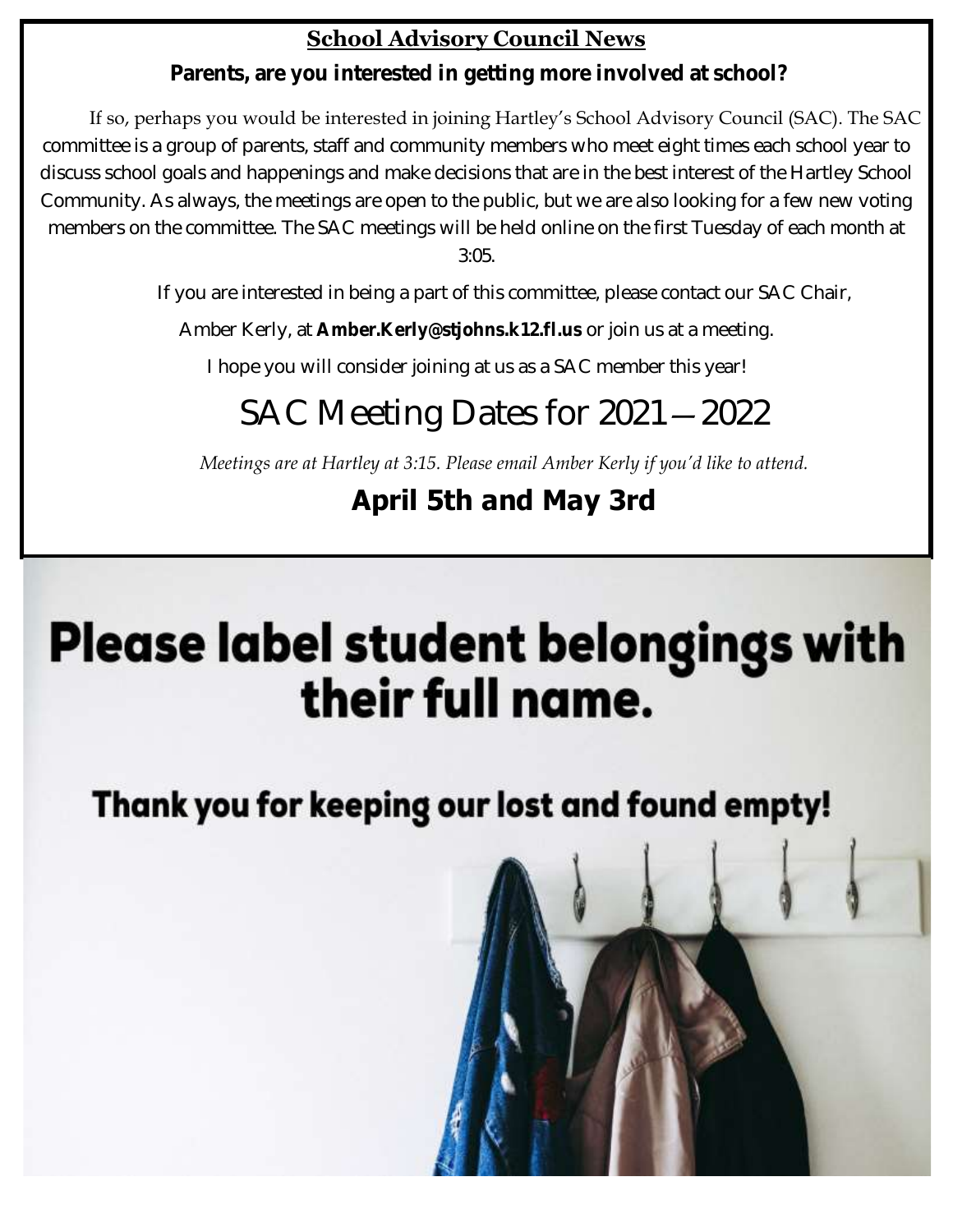## School Advisory Council News

**Parents, are you interested in getting more involved at school?**

If so, perhaps you would be interested in joining Hartley's School Advisory Council (SAC). The SAC committee is a group of parents, staff and community members who meet eight times each school year to discuss school goals and happenings and make decisions that are in the best interest of the Hartley School Community. As always, the meetings are open to the public, but we are also looking for a few new voting members on the committee. The SAC meetings will be held online on the first Tuesday of each month at 3:05.

If you are interested in being a part of this committee, please contact our SAC Chair, Amber Kerly, at **Amber.Kerly@stjohns.k12.fl.us** or join us at a meeting.

I hope you will consider joining at us as a SAC member this year!

# SAC Meeting Dates for 2021—2022

*Meetings are at Hartley at 3:15. Please email Amber Kerly if you'd like to attend.*

## April 5th and May 3rd

# Please label student belongings with their full name.

## Thank you for keeping our lost and found empty!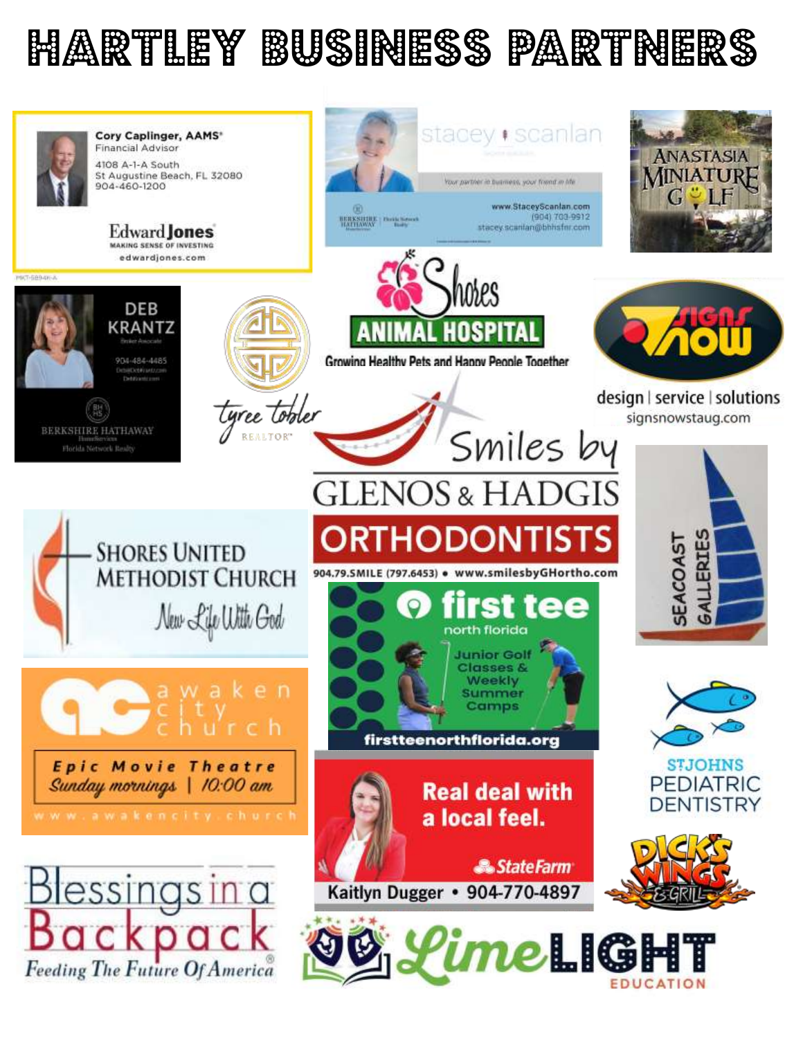# HARTLEY BUSINESS PARTNERS

Cory Caplinger, AAMS®
Financial Advisor
4108 A-1-A South
St Augustine Beach, FL 32080
904-460-1200

Edward Jones
MAKING SENSE OF INVESTING
edwardjones.com

MKT-5894K-A

stacey scanlan

Your partner in business, your friend in life

BERKSHIRE HATHAWAY | Florida Network Realty

www.StaceyScanlan.com
(904) 703-9912
stacey.scanlan@bhhsfnr.com

ANASTASIA MINIATURE GOLF

DEB KRANTZ

904-484-4485

BERKSHIRE HATHAWAY
HomeServices
Florida Network Realty

tyree tobler
REALTOR®

Shores
ANIMAL HOSPITAL
Growing Healthy Pets and Happy People Together

Signs Now
design | service | solutions
signsnowstaug.com

Smiles by
GLENOS & HADGIS
ORTHODONTISTS
904.79.SMILE (797.6453) • www.smilesbyGHortho.com

SHORES UNITED METHODIST CHURCH
New Life With God

SEACOAST GALLERIES

first tee
north florida
Junior Golf Classes & Weekly Summer Camps
firstteenorthflorida.org

awaken city church
Epic Movie Theatre
Sunday mornings | 10:00 am
www.awakencity.church

ST.JOHNS PEDIATRIC DENTISTRY

Real deal with a local feel.
StateFarm
Kaitlyn Dugger • 904-770-4897

DICK'S WINGS & GRILL

Blessings in a Backpack
Feeding The Future Of America®

LimeLIGHT
EDUCATION